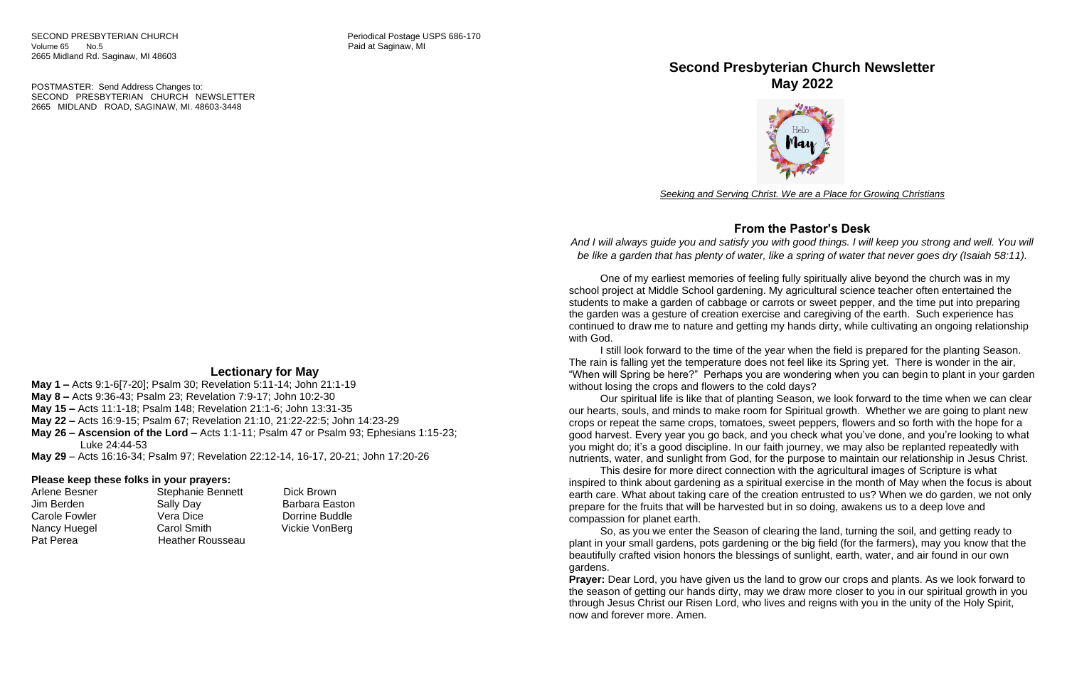SECOND PRESBYTERIAN CHURCH
Volume 65 No.5
2665 Midland Rd. Saginaw, MI 48603

Periodical Postage USPS 686-170
Paid at Saginaw, MI

POSTMASTER: Send Address Changes to:
SECOND PRESBYTERIAN CHURCH NEWSLETTER
2665 MIDLAND ROAD, SAGINAW, MI. 48603-3448

## Lectionary for May

**May 1 –** Acts 9:1-6[7-20]; Psalm 30; Revelation 5:11-14; John 21:1-19
**May 8 –** Acts 9:36-43; Psalm 23; Revelation 7:9-17; John 10:2-30
**May 15 –** Acts 11:1-18; Psalm 148; Revelation 21:1-6; John 13:31-35
**May 22 –** Acts 16:9-15; Psalm 67; Revelation 21:10, 21:22-22:5; John 14:23-29
**May 26 – Ascension of the Lord –** Acts 1:1-11; Psalm 47 or Psalm 93; Ephesians 1:15-23; Luke 24:44-53
**May 29** – Acts 16:16-34; Psalm 97; Revelation 22:12-14, 16-17, 20-21; John 17:20-26

### Please keep these folks in your prayers:

| | | |
|---|---|---|
| Arlene Besner | Stephanie Bennett | Dick Brown |
| Jim Berden | Sally Day | Barbara Easton |
| Carole Fowler | Vera Dice | Dorrine Buddle |
| Nancy Huegel | Carol Smith | Vickie VonBerg |
| Pat Perea | Heather Rousseau | |

# Second Presbyterian Church Newsletter
# May 2022

*Seeking and Serving Christ. We are a Place for Growing Christians*

## From the Pastor's Desk

*And I will always guide you and satisfy you with good things. I will keep you strong and well. You will be like a garden that has plenty of water, like a spring of water that never goes dry (Isaiah 58:11).*

One of my earliest memories of feeling fully spiritually alive beyond the church was in my school project at Middle School gardening. My agricultural science teacher often entertained the students to make a garden of cabbage or carrots or sweet pepper, and the time put into preparing the garden was a gesture of creation exercise and caregiving of the earth. Such experience has continued to draw me to nature and getting my hands dirty, while cultivating an ongoing relationship with God.

I still look forward to the time of the year when the field is prepared for the planting Season. The rain is falling yet the temperature does not feel like its Spring yet. There is wonder in the air, "When will Spring be here?" Perhaps you are wondering when you can begin to plant in your garden without losing the crops and flowers to the cold days?

Our spiritual life is like that of planting Season, we look forward to the time when we can clear our hearts, souls, and minds to make room for Spiritual growth. Whether we are going to plant new crops or repeat the same crops, tomatoes, sweet peppers, flowers and so forth with the hope for a good harvest. Every year you go back, and you check what you've done, and you're looking to what you might do; it's a good discipline. In our faith journey, we may also be replanted repeatedly with nutrients, water, and sunlight from God, for the purpose to maintain our relationship in Jesus Christ.

This desire for more direct connection with the agricultural images of Scripture is what inspired to think about gardening as a spiritual exercise in the month of May when the focus is about earth care. What about taking care of the creation entrusted to us? When we do garden, we not only prepare for the fruits that will be harvested but in so doing, awakens us to a deep love and compassion for planet earth.

So, as you we enter the Season of clearing the land, turning the soil, and getting ready to plant in your small gardens, pots gardening or the big field (for the farmers), may you know that the beautifully crafted vision honors the blessings of sunlight, earth, water, and air found in our own gardens.

**Prayer:** Dear Lord, you have given us the land to grow our crops and plants. As we look forward to the season of getting our hands dirty, may we draw more closer to you in our spiritual growth in you through Jesus Christ our Risen Lord, who lives and reigns with you in the unity of the Holy Spirit, now and forever more. Amen.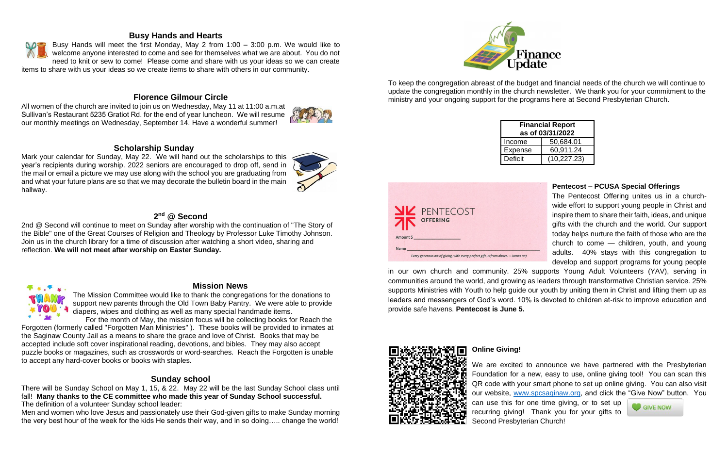## Busy Hands and Hearts

Busy Hands will meet the first Monday, May 2 from 1:00 – 3:00 p.m. We would like to welcome anyone interested to come and see for themselves what we are about. You do not need to knit or sew to come! Please come and share with us your ideas so we can create items to share with us your ideas so we create items to share with others in our community.

## Florence Gilmour Circle

All women of the church are invited to join us on Wednesday, May 11 at 11:00 a.m.at Sullivan's Restaurant 5235 Gratiot Rd. for the end of year luncheon. We will resume our monthly meetings on Wednesday, September 14. Have a wonderful summer!

## Scholarship Sunday

Mark your calendar for Sunday, May 22. We will hand out the scholarships to this year's recipients during worship. 2022 seniors are encouraged to drop off, send in the mail or email a picture we may use along with the school you are graduating from and what your future plans are so that we may decorate the bulletin board in the main hallway.

## 2nd @ Second

2nd @ Second will continue to meet on Sunday after worship with the continuation of "The Story of the Bible" one of the Great Courses of Religion and Theology by Professor Luke Timothy Johnson. Join us in the church library for a time of discussion after watching a short video, sharing and reflection. **We will not meet after worship on Easter Sunday.**

## Mission News

The Mission Committee would like to thank the congregations for the donations to support new parents through the Old Town Baby Pantry. We were able to provide diapers, wipes and clothing as well as many special handmade items.

For the month of May, the mission focus will be collecting books for Reach the Forgotten (formerly called "Forgotten Man Ministries" ). These books will be provided to inmates at the Saginaw County Jail as a means to share the grace and love of Christ. Books that may be accepted include soft cover inspirational reading, devotions, and bibles. They may also accept puzzle books or magazines, such as crosswords or word-searches. Reach the Forgotten is unable to accept any hard-cover books or books with staples.

## Sunday school

There will be Sunday School on May 1, 15, & 22. May 22 will be the last Sunday School class until fall! **Many thanks to the CE committee who made this year of Sunday School successful.**

The definition of a volunteer Sunday school leader:

Men and women who love Jesus and passionately use their God-given gifts to make Sunday morning the very best hour of the week for the kids He sends their way, and in so doing….. change the world!

## Finance Update

To keep the congregation abreast of the budget and financial needs of the church we will continue to update the congregation monthly in the church newsletter. We thank you for your commitment to the ministry and your ongoing support for the programs here at Second Presbyterian Church.

| Financial Report as of 03/31/2022 | |
|---|---|
| Income | 50,684.01 |
| Expense | 60,911.24 |
| Deficit | (10,227.23) |

PENTECOST OFFERING

Amount $ ____________

Name ____________

*Every generous act of giving, with every perfect gift, is from above. —James 1:17*

### Pentecost – PCUSA Special Offerings

The Pentecost Offering unites us in a church-wide effort to support young people in Christ and inspire them to share their faith, ideas, and unique gifts with the church and the world. Our support today helps nurture the faith of those who are the church to come — children, youth, and young adults. 40% stays with this congregation to develop and support programs for young people in our own church and community. 25% supports Young Adult Volunteers (YAV), serving in communities around the world, and growing as leaders through transformative Christian service. 25% supports Ministries with Youth to help guide our youth by uniting them in Christ and lifting them up as leaders and messengers of God's word. 10% is devoted to children at-risk to improve education and provide safe havens. **Pentecost is June 5.**

### Online Giving!

We are excited to announce we have partnered with the Presbyterian Foundation for a new, easy to use, online giving tool! You can scan this QR code with your smart phone to set up online giving. You can also visit our website, www.spcsaginaw.org, and click the "Give Now" button. You can use this for one time giving, or to set up recurring giving! Thank you for your gifts to Second Presbyterian Church!

GIVE NOW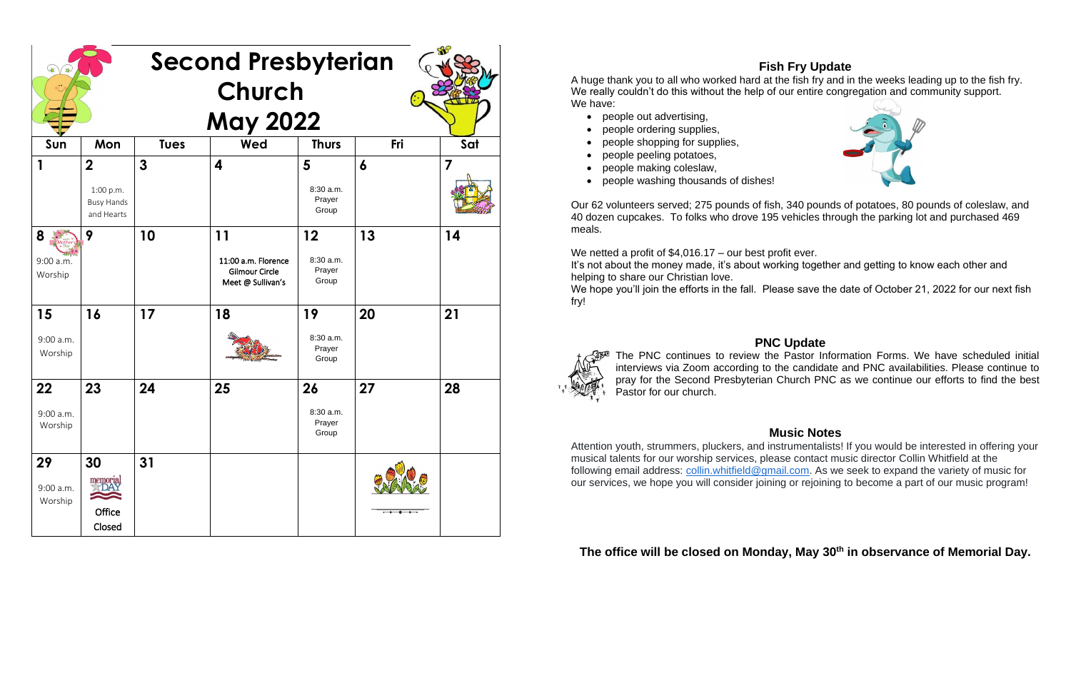# Second Presbyterian Church May 2022

| Sun | Mon | Tues | Wed | Thurs | Fri | Sat |
|---|---|---|---|---|---|---|
| 1 | 2<br>1:00 p.m. Busy Hands and Hearts | 3 | 4 | 5<br>8:30 a.m. Prayer Group | 6 | 7 |
| 8<br>9:00 a.m. Worship | 9 | 10 | 11<br>11:00 a.m. Florence Gilmour Circle Meet @ Sullivan's | 12<br>8:30 a.m. Prayer Group | 13 | 14 |
| 15<br>9:00 a.m. Worship | 16 | 17 | 18 | 19<br>8:30 a.m. Prayer Group | 20 | 21 |
| 22<br>9:00 a.m. Worship | 23 | 24 | 25 | 26<br>8:30 a.m. Prayer Group | 27 | 28 |
| 29<br>9:00 a.m. Worship | 30<br>Office Closed | 31 | | | | |

## Fish Fry Update

A huge thank you to all who worked hard at the fish fry and in the weeks leading up to the fish fry. We really couldn't do this without the help of our entire congregation and community support. We have:

- people out advertising,
- people ordering supplies,
- people shopping for supplies,
- people peeling potatoes,
- people making coleslaw,
- people washing thousands of dishes!

Our 62 volunteers served; 275 pounds of fish, 340 pounds of potatoes, 80 pounds of coleslaw, and 40 dozen cupcakes. To folks who drove 195 vehicles through the parking lot and purchased 469 meals.

We netted a profit of $4,016.17 – our best profit ever.
It's not about the money made, it's about working together and getting to know each other and helping to share our Christian love.
We hope you'll join the efforts in the fall. Please save the date of October 21, 2022 for our next fish fry!

## PNC Update

The PNC continues to review the Pastor Information Forms. We have scheduled initial interviews via Zoom according to the candidate and PNC availabilities. Please continue to pray for the Second Presbyterian Church PNC as we continue our efforts to find the best Pastor for our church.

## Music Notes

Attention youth, strummers, pluckers, and instrumentalists! If you would be interested in offering your musical talents for our worship services, please contact music director Collin Whitfield at the following email address: collin.whitfield@gmail.com. As we seek to expand the variety of music for our services, we hope you will consider joining or rejoining to become a part of our music program!

**The office will be closed on Monday, May 30th in observance of Memorial Day.**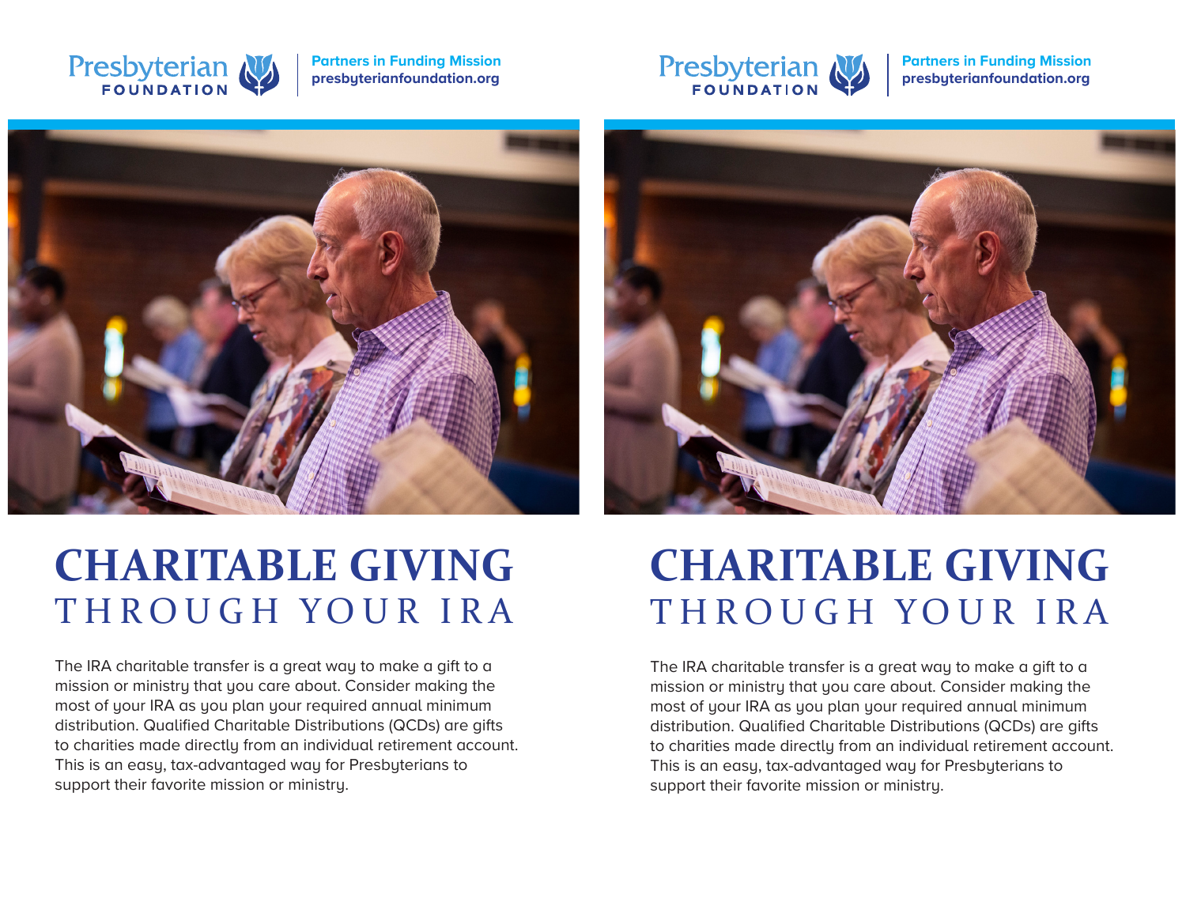Presbyterian FOUNDATION

**Partners in Funding Mission**
**presbyterianfoundation.org**

# CHARITABLE GIVING THROUGH YOUR IRA

The IRA charitable transfer is a great way to make a gift to a mission or ministry that you care about. Consider making the most of your IRA as you plan your required annual minimum distribution. Qualified Charitable Distributions (QCDs) are gifts to charities made directly from an individual retirement account. This is an easy, tax-advantaged way for Presbyterians to support their favorite mission or ministry.

Presbyterian FOUNDATION

**Partners in Funding Mission**
**presbyterianfoundation.org**

# CHARITABLE GIVING THROUGH YOUR IRA

The IRA charitable transfer is a great way to make a gift to a mission or ministry that you care about. Consider making the most of your IRA as you plan your required annual minimum distribution. Qualified Charitable Distributions (QCDs) are gifts to charities made directly from an individual retirement account. This is an easy, tax-advantaged way for Presbyterians to support their favorite mission or ministry.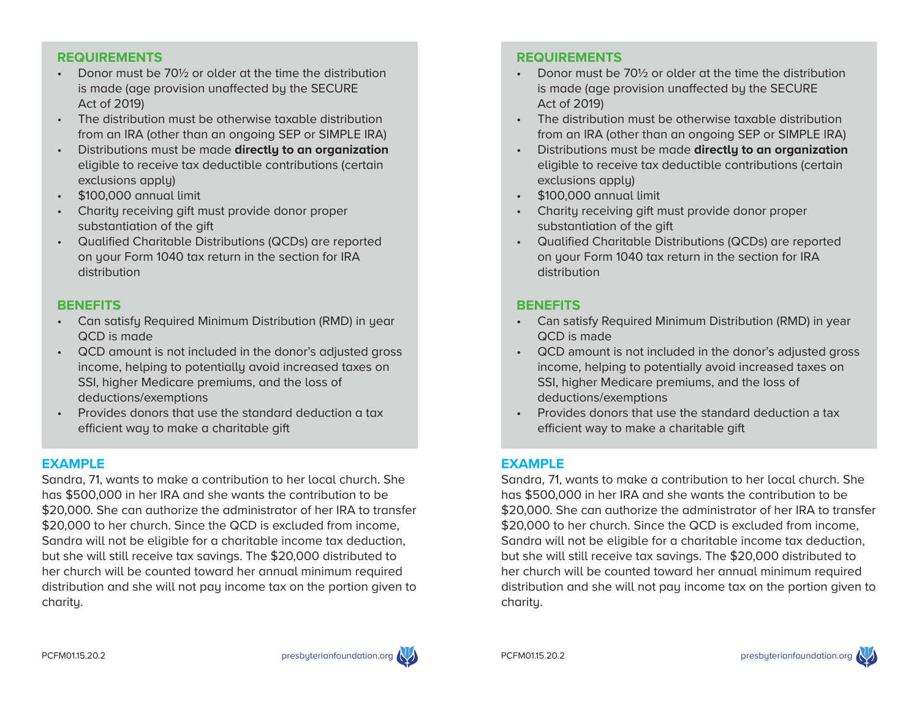## REQUIREMENTS

- Donor must be 70½ or older at the time the distribution is made (age provision unaffected by the SECURE Act of 2019)
- The distribution must be otherwise taxable distribution from an IRA (other than an ongoing SEP or SIMPLE IRA)
- Distributions must be made **directly to an organization** eligible to receive tax deductible contributions (certain exclusions apply)
- $100,000 annual limit
- Charity receiving gift must provide donor proper substantiation of the gift
- Qualified Charitable Distributions (QCDs) are reported on your Form 1040 tax return in the section for IRA distribution

## BENEFITS

- Can satisfy Required Minimum Distribution (RMD) in year QCD is made
- QCD amount is not included in the donor's adjusted gross income, helping to potentially avoid increased taxes on SSI, higher Medicare premiums, and the loss of deductions/exemptions
- Provides donors that use the standard deduction a tax efficient way to make a charitable gift

## EXAMPLE

Sandra, 71, wants to make a contribution to her local church. She has $500,000 in her IRA and she wants the contribution to be $20,000. She can authorize the administrator of her IRA to transfer $20,000 to her church. Since the QCD is excluded from income, Sandra will not be eligible for a charitable income tax deduction, but she will still receive tax savings. The $20,000 distributed to her church will be counted toward her annual minimum required distribution and she will not pay income tax on the portion given to charity.

## REQUIREMENTS

- Donor must be 70½ or older at the time the distribution is made (age provision unaffected by the SECURE Act of 2019)
- The distribution must be otherwise taxable distribution from an IRA (other than an ongoing SEP or SIMPLE IRA)
- Distributions must be made **directly to an organization** eligible to receive tax deductible contributions (certain exclusions apply)
- $100,000 annual limit
- Charity receiving gift must provide donor proper substantiation of the gift
- Qualified Charitable Distributions (QCDs) are reported on your Form 1040 tax return in the section for IRA distribution

## BENEFITS

- Can satisfy Required Minimum Distribution (RMD) in year QCD is made
- QCD amount is not included in the donor's adjusted gross income, helping to potentially avoid increased taxes on SSI, higher Medicare premiums, and the loss of deductions/exemptions
- Provides donors that use the standard deduction a tax efficient way to make a charitable gift

## EXAMPLE

Sandra, 71, wants to make a contribution to her local church. She has $500,000 in her IRA and she wants the contribution to be $20,000. She can authorize the administrator of her IRA to transfer $20,000 to her church. Since the QCD is excluded from income, Sandra will not be eligible for a charitable income tax deduction, but she will still receive tax savings. The $20,000 distributed to her church will be counted toward her annual minimum required distribution and she will not pay income tax on the portion given to charity.